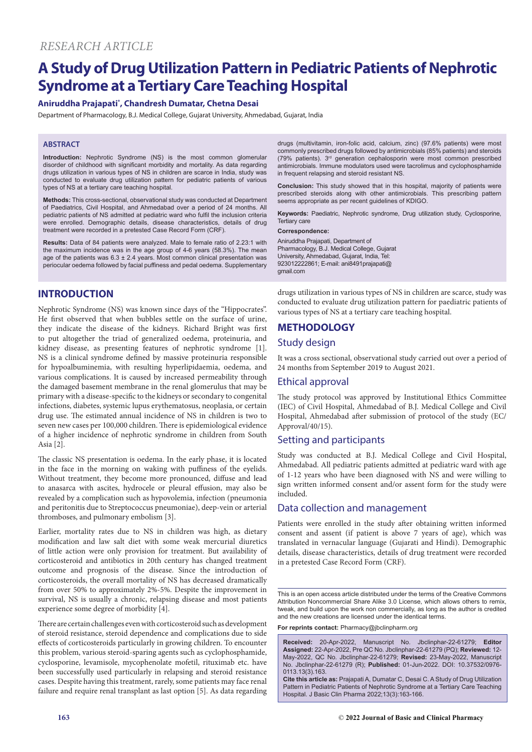*RESEARCH ARTICLE*

# A Study of Drug Utilization Pattern in Pediatric Patients of Nephrotic Syndrome at a Tertiary Care Teaching Hospital

**Aniruddha Prajapati*, Chandresh Dumatar, Chetna Desai**

Department of Pharmacology, B.J. Medical College, Gujarat University, Ahmedabad, Gujarat, India

## ABSTRACT

**Introduction:** Nephrotic Syndrome (NS) is the most common glomerular disorder of childhood with significant morbidity and mortality. As data regarding drugs utilization in various types of NS in children are scarce in India, study was conducted to evaluate drug utilization pattern for pediatric patients of various types of NS at a tertiary care teaching hospital.

**Methods:** This cross-sectional, observational study was conducted at Department of Paediatrics, Civil Hospital, and Ahmedabad over a period of 24 months. All pediatric patients of NS admitted at pediatric ward who fulfil the inclusion criteria were enrolled. Demographic details, disease characteristics, details of drug treatment were recorded in a pretested Case Record Form (CRF).

**Results:** Data of 84 patients were analyzed. Male to female ratio of 2.23:1 with the maximum incidence was in the age group of 4-6 years (58.3%). The mean age of the patients was 6.3 ± 2.4 years. Most common clinical presentation was periocular oedema followed by facial puffiness and pedal oedema. Supplementary drugs (multivitamin, iron-folic acid, calcium, zinc) (97.6% patients) were most commonly prescribed drugs followed by antimicrobials (85% patients) and steroids (79% patients). 3rd generation cephalosporin were most common prescribed antimicrobials. Immune modulators used were tacrolimus and cyclophosphamide in frequent relapsing and steroid resistant NS.

**Conclusion:** This study showed that in this hospital, majority of patients were prescribed steroids along with other antimicrobials. This prescribing pattern seems appropriate as per recent guidelines of KDIGO.

**Keywords:** Paediatric, Nephrotic syndrome, Drug utilization study, Cyclosporine, Tertiary care

**Correspondence:**

Aniruddha Prajapati, Department of Pharmacology, B.J. Medical College, Gujarat University, Ahmedabad, Gujarat, India, Tel: 923012222861; E-mail: ani8491prajapati@gmail.com

## INTRODUCTION

Nephrotic Syndrome (NS) was known since days of the "Hippocrates". He first observed that when bubbles settle on the surface of urine, they indicate the disease of the kidneys. Richard Bright was first to put altogether the triad of generalized oedema, proteinuria, and kidney disease, as presenting features of nephrotic syndrome [1]. NS is a clinical syndrome defined by massive proteinuria responsible for hypoalbuminemia, with resulting hyperlipidaemia, oedema, and various complications. It is caused by increased permeability through the damaged basement membrane in the renal glomerulus that may be primary with a disease-specific to the kidneys or secondary to congenital infections, diabetes, systemic lupus erythematosus, neoplasia, or certain drug use. The estimated annual incidence of NS in children is two to seven new cases per 100,000 children. There is epidemiological evidence of a higher incidence of nephrotic syndrome in children from South Asia [2].

The classic NS presentation is oedema. In the early phase, it is located in the face in the morning on waking with puffiness of the eyelids. Without treatment, they become more pronounced, diffuse and lead to anasarca with ascites, hydrocele or pleural effusion, may also be revealed by a complication such as hypovolemia, infection (pneumonia and peritonitis due to Streptococcus pneumoniae), deep-vein or arterial thromboses, and pulmonary embolism [3].

Earlier, mortality rates due to NS in children was high, as dietary modification and law salt diet with some weak mercurial diuretics of little action were only provision for treatment. But availability of corticosteroid and antibiotics in 20th century has changed treatment outcome and prognosis of the disease. Since the introduction of corticosteroids, the overall mortality of NS has decreased dramatically from over 50% to approximately 2%-5%. Despite the improvement in survival, NS is usually a chronic, relapsing disease and most patients experience some degree of morbidity [4].

There are certain challenges even with corticosteroid such as development of steroid resistance, steroid dependence and complications due to side effects of corticosteroids particularly in growing children. To encounter this problem, various steroid-sparing agents such as cyclophosphamide, cyclosporine, levamisole, mycophenolate mofetil, rituximab etc. have been successfully used particularly in relapsing and steroid resistance cases. Despite having this treatment, rarely, some patients may face renal failure and require renal transplant as last option [5]. As data regarding drugs utilization in various types of NS in children are scarce, study was conducted to evaluate drug utilization pattern for paediatric patients of various types of NS at a tertiary care teaching hospital.

## METHODOLOGY

### Study design

It was a cross sectional, observational study carried out over a period of 24 months from September 2019 to August 2021.

### Ethical approval

The study protocol was approved by Institutional Ethics Committee (IEC) of Civil Hospital, Ahmedabad of B.J. Medical College and Civil Hospital, Ahmedabad after submission of protocol of the study (EC/Approval/40/15).

### Setting and participants

Study was conducted at B.J. Medical College and Civil Hospital, Ahmedabad. All pediatric patients admitted at pediatric ward with age of 1-12 years who have been diagnosed with NS and were willing to sign written informed consent and/or assent form for the study were included.

### Data collection and management

Patients were enrolled in the study after obtaining written informed consent and assent (if patient is above 7 years of age), which was translated in vernacular language (Gujarati and Hindi). Demographic details, disease characteristics, details of drug treatment were recorded in a pretested Case Record Form (CRF).

This is an open access article distributed under the terms of the Creative Commons Attribution Noncommercial Share Alike 3.0 License, which allows others to remix, tweak, and build upon the work non commercially, as long as the author is credited and the new creations are licensed under the identical terms.

**For reprints contact:** Pharmacy@jbclinpharm.org

**Received:** 20-Apr-2022, Manuscript No. Jbclinphar-22-61279; **Editor Assigned:** 22-Apr-2022, Pre QC No. Jbclinphar-22-61279 (PQ); **Reviewed:** 12-May-2022, QC No. Jbclinphar-22-61279; **Revised:** 23-May-2022, Manuscript No. Jbclinphar-22-61279 (R); **Published:** 01-Jun-2022. DOI: 10.37532/0976-0113.13(3).163.

**Cite this article as:** Prajapati A, Dumatar C, Desai C. A Study of Drug Utilization Pattern in Pediatric Patients of Nephrotic Syndrome at a Tertiary Care Teaching Hospital. J Basic Clin Pharma 2022;13(3):163-166.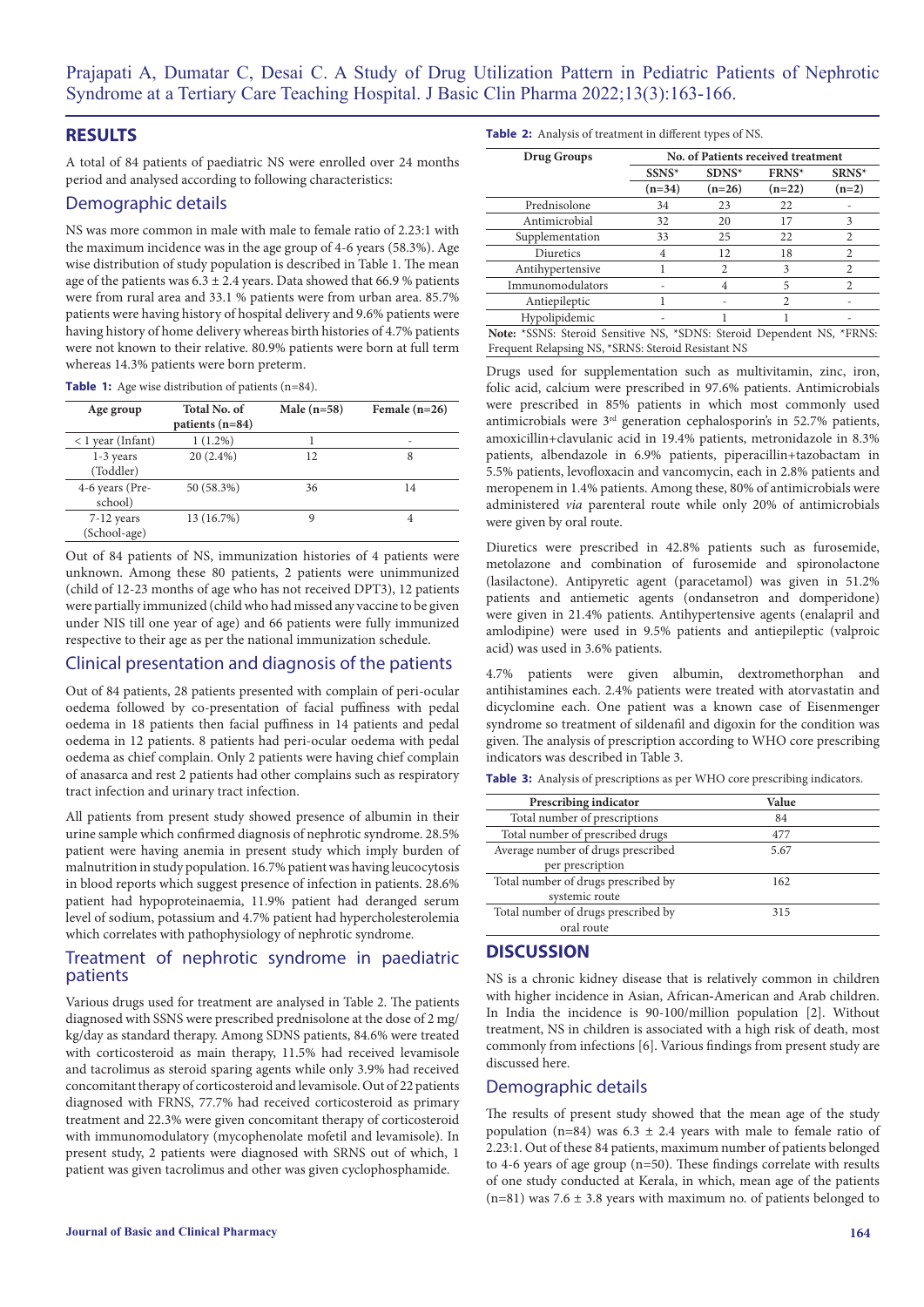## RESULTS

A total of 84 patients of paediatric NS were enrolled over 24 months period and analysed according to following characteristics:

### Demographic details

NS was more common in male with male to female ratio of 2.23:1 with the maximum incidence was in the age group of 4-6 years (58.3%). Age wise distribution of study population is described in Table 1. The mean age of the patients was 6.3 ± 2.4 years. Data showed that 66.9 % patients were from rural area and 33.1 % patients were from urban area. 85.7% patients were having history of hospital delivery and 9.6% patients were having history of home delivery whereas birth histories of 4.7% patients were not known to their relative. 80.9% patients were born at full term whereas 14.3% patients were born preterm.

**Table 1:** Age wise distribution of patients (n=84).

| Age group | Total No. of patients (n=84) | Male (n=58) | Female (n=26) |
|---|---|---|---|
| < 1 year (Infant) | 1 (1.2%) | 1 | - |
| 1-3 years (Toddler) | 20 (2.4%) | 12 | 8 |
| 4-6 years (Pre-school) | 50 (58.3%) | 36 | 14 |
| 7-12 years (School-age) | 13 (16.7%) | 9 | 4 |

Out of 84 patients of NS, immunization histories of 4 patients were unknown. Among these 80 patients, 2 patients were unimmunized (child of 12-23 months of age who has not received DPT3), 12 patients were partially immunized (child who had missed any vaccine to be given under NIS till one year of age) and 66 patients were fully immunized respective to their age as per the national immunization schedule.

### Clinical presentation and diagnosis of the patients

Out of 84 patients, 28 patients presented with complain of peri-ocular oedema followed by co-presentation of facial puffiness with pedal oedema in 18 patients then facial puffiness in 14 patients and pedal oedema in 12 patients. 8 patients had peri-ocular oedema with pedal oedema as chief complain. Only 2 patients were having chief complain of anasarca and rest 2 patients had other complains such as respiratory tract infection and urinary tract infection.

All patients from present study showed presence of albumin in their urine sample which confirmed diagnosis of nephrotic syndrome. 28.5% patient were having anemia in present study which imply burden of malnutrition in study population. 16.7% patient was having leucocytosis in blood reports which suggest presence of infection in patients. 28.6% patient had hypoproteinaemia, 11.9% patient had deranged serum level of sodium, potassium and 4.7% patient had hypercholesterolemia which correlates with pathophysiology of nephrotic syndrome.

### Treatment of nephrotic syndrome in paediatric patients

Various drugs used for treatment are analysed in Table 2. The patients diagnosed with SSNS were prescribed prednisolone at the dose of 2 mg/kg/day as standard therapy. Among SDNS patients, 84.6% were treated with corticosteroid as main therapy, 11.5% had received levamisole and tacrolimus as steroid sparing agents while only 3.9% had received concomitant therapy of corticosteroid and levamisole. Out of 22 patients diagnosed with FRNS, 77.7% had received corticosteroid as primary treatment and 22.3% were given concomitant therapy of corticosteroid with immunomodulatory (mycophenolate mofetil and levamisole). In present study, 2 patients were diagnosed with SRNS out of which, 1 patient was given tacrolimus and other was given cyclophosphamide.

**Table 2:** Analysis of treatment in different types of NS.

| Drug Groups | No. of Patients received treatment | | | |
|---|---|---|---|---|
| | SSNS* (n=34) | SDNS* (n=26) | FRNS* (n=22) | SRNS* (n=2) |
| Prednisolone | 34 | 23 | 22 | - |
| Antimicrobial | 32 | 20 | 17 | 3 |
| Supplementation | 33 | 25 | 22 | 2 |
| Diuretics | 4 | 12 | 18 | 2 |
| Antihypertensive | 1 | 2 | 3 | 2 |
| Immunomodulators | - | 4 | 5 | 2 |
| Antiepileptic | 1 | - | 2 | - |
| Hypolipidemic | - | 1 | 1 | - |

Note: *SSNS: Steroid Sensitive NS, *SDNS: Steroid Dependent NS, *FRNS: Frequent Relapsing NS, *SRNS: Steroid Resistant NS

Drugs used for supplementation such as multivitamin, zinc, iron, folic acid, calcium were prescribed in 97.6% patients. Antimicrobials were prescribed in 85% patients in which most commonly used antimicrobials were 3rd generation cephalosporin's in 52.7% patients, amoxicillin+clavulanic acid in 19.4% patients, metronidazole in 8.3% patients, albendazole in 6.9% patients, piperacillin+tazobactam in 5.5% patients, levofloxacin and vancomycin, each in 2.8% patients and meropenem in 1.4% patients. Among these, 80% of antimicrobials were administered *via* parenteral route while only 20% of antimicrobials were given by oral route.

Diuretics were prescribed in 42.8% patients such as furosemide, metolazone and combination of furosemide and spironolactone (lasilactone). Antipyretic agent (paracetamol) was given in 51.2% patients and antiemetic agents (ondansetron and domperidone) were given in 21.4% patients. Antihypertensive agents (enalapril and amlodipine) were used in 9.5% patients and antiepileptic (valproic acid) was used in 3.6% patients.

4.7% patients were given albumin, dextromethorphan and antihistamines each. 2.4% patients were treated with atorvastatin and dicyclomine each. One patient was a known case of Eisenmenger syndrome so treatment of sildenafil and digoxin for the condition was given. The analysis of prescription according to WHO core prescribing indicators was described in Table 3.

**Table 3:** Analysis of prescriptions as per WHO core prescribing indicators.

| Prescribing indicator | Value |
|---|---|
| Total number of prescriptions | 84 |
| Total number of prescribed drugs | 477 |
| Average number of drugs prescribed per prescription | 5.67 |
| Total number of drugs prescribed by systemic route | 162 |
| Total number of drugs prescribed by oral route | 315 |

## DISCUSSION

NS is a chronic kidney disease that is relatively common in children with higher incidence in Asian, African-American and Arab children. In India the incidence is 90-100/million population [2]. Without treatment, NS in children is associated with a high risk of death, most commonly from infections [6]. Various findings from present study are discussed here.

### Demographic details

The results of present study showed that the mean age of the study population (n=84) was 6.3 ± 2.4 years with male to female ratio of 2.23:1. Out of these 84 patients, maximum number of patients belonged to 4-6 years of age group (n=50). These findings correlate with results of one study conducted at Kerala, in which, mean age of the patients (n=81) was 7.6 ± 3.8 years with maximum no. of patients belonged to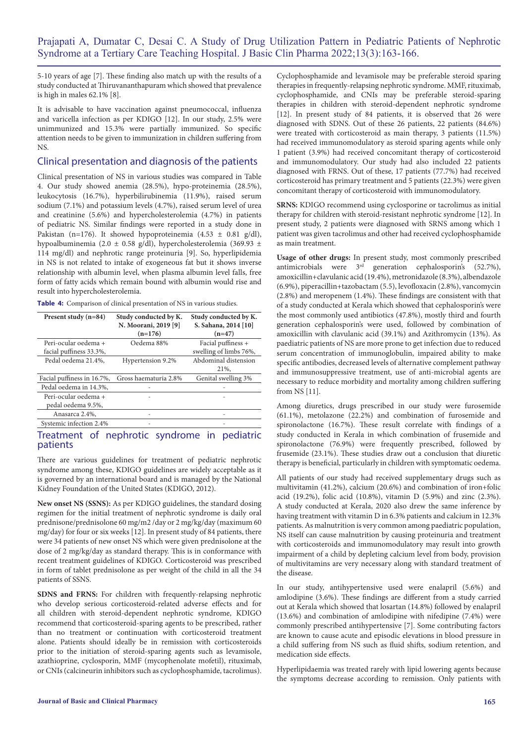5-10 years of age [7]. These finding also match up with the results of a study conducted at Thiruvananthapuram which showed that prevalence is high in males 62.1% [8].

It is advisable to have vaccination against pneumococcal, influenza and varicella infection as per KDIGO [12]. In our study, 2.5% were unimmunized and 15.3% were partially immunized. So specific attention needs to be given to immunization in children suffering from NS.

## Clinical presentation and diagnosis of the patients

Clinical presentation of NS in various studies was compared in Table 4. Our study showed anemia (28.5%), hypo-proteinemia (28.5%), leukocytosis (16.7%), hyperbilirubinemia (11.9%), raised serum sodium (7.1%) and potassium levels (4.7%), raised serum level of urea and creatinine (5.6%) and hypercholesterolemia (4.7%) in patients of pediatric NS. Similar findings were reported in a study done in Pakistan (n=176). It showed hypoproteinemia (4.53 ± 0.81 g/dl), hypoalbuminemia (2.0 ± 0.58 g/dl), hypercholesterolemia (369.93 ± 114 mg/dl) and nephrotic range proteinuria [9]. So, hyperlipidemia in NS is not related to intake of exogeneous fat but it shows inverse relationship with albumin level, when plasma albumin level falls, free form of fatty acids which remain bound with albumin would rise and result into hypercholesterolemia.

**Table 4:** Comparison of clinical presentation of NS in various studies.

| Present study (n=84) | Study conducted by K. N. Moorani, 2019 [9] (n=176) | Study conducted by K. S. Sahana, 2014 [10] (n=47) |
|---|---|---|
| Peri-ocular oedema + facial puffiness 33.3%, | Oedema 88% | Facial puffiness + swelling of limbs 76%, |
| Pedal oedema 21.4%, | Hypertension 9.2% | Abdominal distension 21%, |
| Facial puffiness in 16.7%, | Gross haematuria 2.8% | Genital swelling 3% |
| Pedal oedema in 14.3%, | - | - |
| Peri-ocular oedema + pedal oedema 9.5%, | - | - |
| Anasarca 2.4%, | - | - |
| Systemic infection 2.4% | - | - |

## Treatment of nephrotic syndrome in pediatric patients

There are various guidelines for treatment of pediatric nephrotic syndrome among these, KDIGO guidelines are widely acceptable as it is governed by an international board and is managed by the National Kidney Foundation of the United States (KDIGO, 2012).

**New onset NS (SSNS):** As per KDIGO guidelines, the standard dosing regimen for the initial treatment of nephrotic syndrome is daily oral prednisone/prednisolone 60 mg/m2 /day or 2 mg/kg/day (maximum 60 mg/day) for four or six weeks [12]. In present study of 84 patients, there were 34 patients of new onset NS which were given prednisolone at the dose of 2 mg/kg/day as standard therapy. This is in conformance with recent treatment guidelines of KDIGO. Corticosteroid was prescribed in form of tablet prednisolone as per weight of the child in all the 34 patients of SSNS.

**SDNS and FRNS:** For children with frequently-relapsing nephrotic who develop serious corticosteroid-related adverse effects and for all children with steroid-dependent nephrotic syndrome, KDIGO recommend that corticosteroid-sparing agents to be prescribed, rather than no treatment or continuation with corticosteroid treatment alone. Patients should ideally be in remission with corticosteroids prior to the initiation of steroid-sparing agents such as levamisole, azathioprine, cyclosporin, MMF (mycophenolate mofetil), rituximab, or CNIs (calcineurin inhibitors such as cyclophosphamide, tacrolimus). Cyclophosphamide and levamisole may be preferable steroid sparing therapies in frequently-relapsing nephrotic syndrome. MMF, rituximab, cyclophosphamide, and CNIs may be preferable steroid-sparing therapies in children with steroid-dependent nephrotic syndrome [12]. In present study of 84 patients, it is observed that 26 were diagnosed with SDNS. Out of these 26 patients, 22 patients (84.6%) were treated with corticosteroid as main therapy, 3 patients (11.5%) had received immunomodulatory as steroid sparing agents while only 1 patient (3.9%) had received concomitant therapy of corticosteroid and immunomodulatory. Our study had also included 22 patients diagnosed with FRNS. Out of these, 17 patients (77.7%) had received corticosteroid has primary treatment and 5 patients (22.3%) were given concomitant therapy of corticosteroid with immunomodulatory.

**SRNS:** KDIGO recommend using cyclosporine or tacrolimus as initial therapy for children with steroid-resistant nephrotic syndrome [12]. In present study, 2 patients were diagnosed with SRNS among which 1 patient was given tacrolimus and other had received cyclophosphamide as main treatment.

**Usage of other drugs:** In present study, most commonly prescribed antimicrobials were 3rd generation cephalosporin's (52.7%), amoxicillin+clavulanic acid (19.4%), metronidazole (8.3%), albendazole (6.9%), piperacillin+tazobactam (5.5), levofloxacin (2.8%), vancomycin (2.8%) and meropenem (1.4%). These findings are consistent with that of a study conducted at Kerala which showed that cephalosporin's were the most commonly used antibiotics (47.8%), mostly third and fourth generation cephalosporin's were used, followed by combination of amoxicillin with clavulanic acid (39.1%) and Azithromycin (13%). As paediatric patients of NS are more prone to get infection due to reduced serum concentration of immunoglobulin, impaired ability to make specific antibodies, decreased levels of alternative complement pathway and immunosuppressive treatment, use of anti-microbial agents are necessary to reduce morbidity and mortality among children suffering from NS [11].

Among diuretics, drugs prescribed in our study were furosemide (61.1%), metolazone (22.2%) and combination of furosemide and spironolactone (16.7%). These result correlate with findings of a study conducted in Kerala in which combination of frusemide and spironolactone (76.9%) were frequently prescribed, followed by frusemide (23.1%). These studies draw out a conclusion that diuretic therapy is beneficial, particularly in children with symptomatic oedema.

All patients of our study had received supplementary drugs such as multivitamin (41.2%), calcium (20.6%) and combination of iron+folic acid (19.2%), folic acid (10.8%), vitamin D (5.9%) and zinc (2.3%). A study conducted at Kerala, 2020 also drew the same inference by having treatment with vitamin D in 6.3% patients and calcium in 12.3% patients. As malnutrition is very common among paediatric population, NS itself can cause malnutrition by causing proteinuria and treatment with corticosteroids and immunomodulatory may result into growth impairment of a child by depleting calcium level from body, provision of multivitamins are very necessary along with standard treatment of the disease.

In our study, antihypertensive used were enalapril (5.6%) and amlodipine (3.6%). These findings are different from a study carried out at Kerala which showed that losartan (14.8%) followed by enalapril (13.6%) and combination of amlodipine with nifedipine (7.4%) were commonly prescribed antihypertensive [7]. Some contributing factors are known to cause acute and episodic elevations in blood pressure in a child suffering from NS such as fluid shifts, sodium retention, and medication side effects.

Hyperlipidaemia was treated rarely with lipid lowering agents because the symptoms decrease according to remission. Only patients with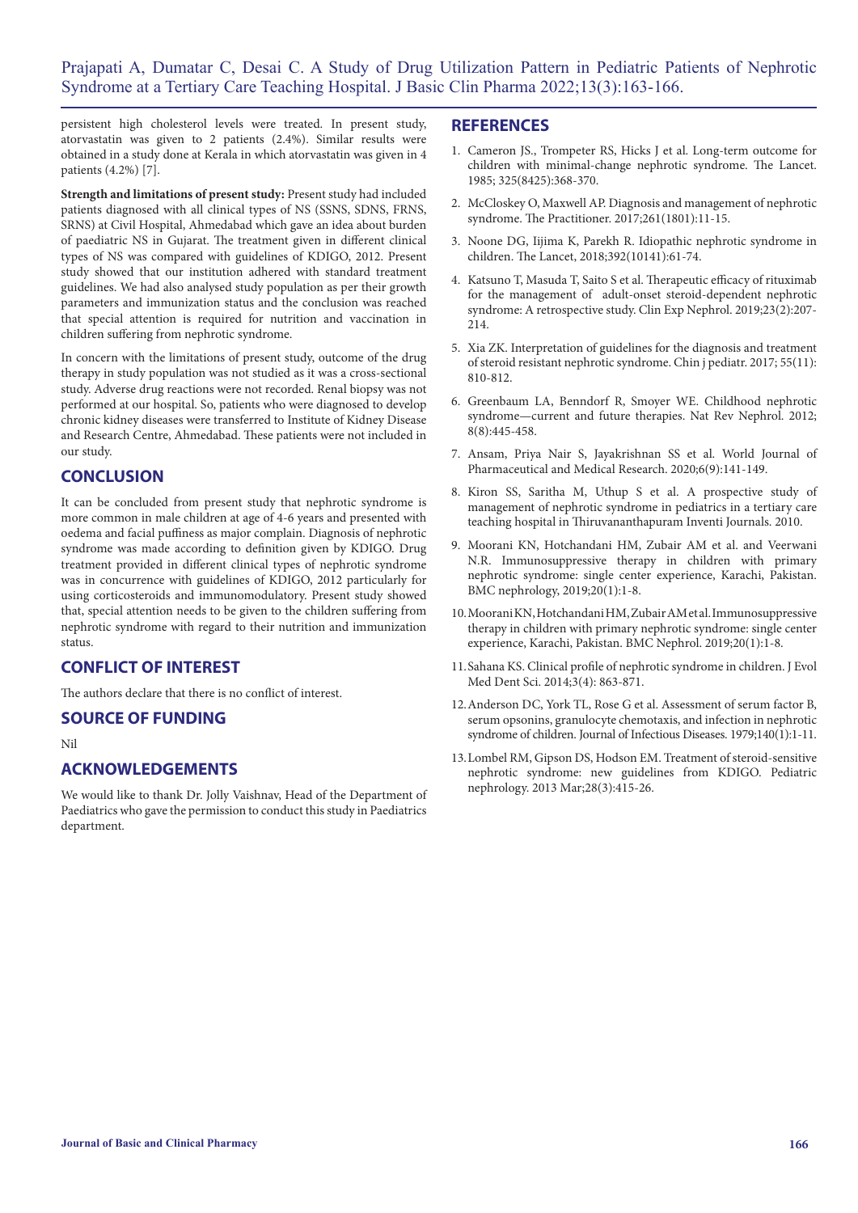persistent high cholesterol levels were treated. In present study, atorvastatin was given to 2 patients (2.4%). Similar results were obtained in a study done at Kerala in which atorvastatin was given in 4 patients (4.2%) [7].

**Strength and limitations of present study:** Present study had included patients diagnosed with all clinical types of NS (SSNS, SDNS, FRNS, SRNS) at Civil Hospital, Ahmedabad which gave an idea about burden of paediatric NS in Gujarat. The treatment given in different clinical types of NS was compared with guidelines of KDIGO, 2012. Present study showed that our institution adhered with standard treatment guidelines. We had also analysed study population as per their growth parameters and immunization status and the conclusion was reached that special attention is required for nutrition and vaccination in children suffering from nephrotic syndrome.

In concern with the limitations of present study, outcome of the drug therapy in study population was not studied as it was a cross-sectional study. Adverse drug reactions were not recorded. Renal biopsy was not performed at our hospital. So, patients who were diagnosed to develop chronic kidney diseases were transferred to Institute of Kidney Disease and Research Centre, Ahmedabad. These patients were not included in our study.

## CONCLUSION

It can be concluded from present study that nephrotic syndrome is more common in male children at age of 4-6 years and presented with oedema and facial puffiness as major complain. Diagnosis of nephrotic syndrome was made according to definition given by KDIGO. Drug treatment provided in different clinical types of nephrotic syndrome was in concurrence with guidelines of KDIGO, 2012 particularly for using corticosteroids and immunomodulatory. Present study showed that, special attention needs to be given to the children suffering from nephrotic syndrome with regard to their nutrition and immunization status.

## CONFLICT OF INTEREST

The authors declare that there is no conflict of interest.

## SOURCE OF FUNDING

Nil

## ACKNOWLEDGEMENTS

We would like to thank Dr. Jolly Vaishnav, Head of the Department of Paediatrics who gave the permission to conduct this study in Paediatrics department.

## REFERENCES

1. Cameron JS., Trompeter RS, Hicks J et al. Long-term outcome for children with minimal-change nephrotic syndrome. The Lancet. 1985; 325(8425):368-370.
2. McCloskey O, Maxwell AP. Diagnosis and management of nephrotic syndrome. The Practitioner. 2017;261(1801):11-15.
3. Noone DG, Iijima K, Parekh R. Idiopathic nephrotic syndrome in children. The Lancet, 2018;392(10141):61-74.
4. Katsuno T, Masuda T, Saito S et al. Therapeutic efficacy of rituximab for the management of adult-onset steroid-dependent nephrotic syndrome: A retrospective study. Clin Exp Nephrol. 2019;23(2):207-214.
5. Xia ZK. Interpretation of guidelines for the diagnosis and treatment of steroid resistant nephrotic syndrome. Chin j pediatr. 2017; 55(11): 810-812.
6. Greenbaum LA, Benndorf R, Smoyer WE. Childhood nephrotic syndrome—current and future therapies. Nat Rev Nephrol. 2012; 8(8):445-458.
7. Ansam, Priya Nair S, Jayakrishnan SS et al. World Journal of Pharmaceutical and Medical Research. 2020;6(9):141-149.
8. Kiron SS, Saritha M, Uthup S et al. A prospective study of management of nephrotic syndrome in pediatrics in a tertiary care teaching hospital in Thiruvananthapuram Inventi Journals. 2010.
9. Moorani KN, Hotchandani HM, Zubair AM et al. and Veerwani N.R. Immunosuppressive therapy in children with primary nephrotic syndrome: single center experience, Karachi, Pakistan. BMC nephrology, 2019;20(1):1-8.
10. Moorani KN, Hotchandani HM, Zubair AM et al. Immunosuppressive therapy in children with primary nephrotic syndrome: single center experience, Karachi, Pakistan. BMC Nephrol. 2019;20(1):1-8.
11. Sahana KS. Clinical profile of nephrotic syndrome in children. J Evol Med Dent Sci. 2014;3(4): 863-871.
12. Anderson DC, York TL, Rose G et al. Assessment of serum factor B, serum opsonins, granulocyte chemotaxis, and infection in nephrotic syndrome of children. Journal of Infectious Diseases. 1979;140(1):1-11.
13. Lombel RM, Gipson DS, Hodson EM. Treatment of steroid-sensitive nephrotic syndrome: new guidelines from KDIGO. Pediatric nephrology. 2013 Mar;28(3):415-26.